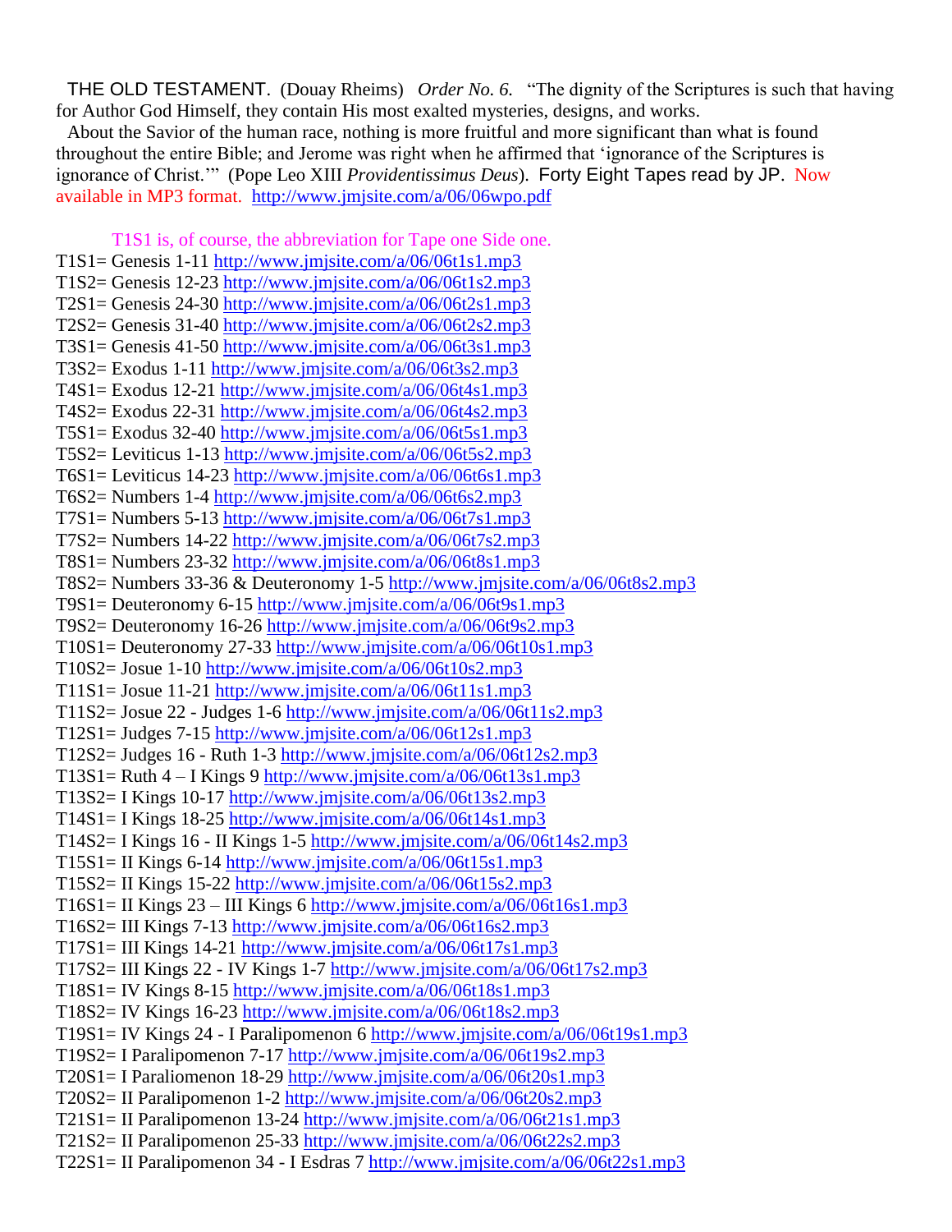THE OLD TESTAMENT. (Douay Rheims) *Order No. 6.* "The dignity of the Scriptures is such that having for Author God Himself, they contain His most exalted mysteries, designs, and works.

About the Savior of the human race, nothing is more fruitful and more significant than what is found throughout the entire Bible; and Jerome was right when he affirmed that 'ignorance of the Scriptures is ignorance of Christ.'" (Pope Leo XIII *Providentissimus Deus*). Forty Eight Tapes read by JP. Now available in MP3 format. http://www.jmjsite.com/a/06/06wpo.pdf

T1S1 is, of course, the abbreviation for Tape one Side one.

T1S1= Genesis 1-11 http://www.jmjsite.com/a/06/06t1s1.mp3
T1S2= Genesis 12-23 http://www.jmjsite.com/a/06/06t1s2.mp3
T2S1= Genesis 24-30 http://www.jmjsite.com/a/06/06t2s1.mp3
T2S2= Genesis 31-40 http://www.jmjsite.com/a/06/06t2s2.mp3
T3S1= Genesis 41-50 http://www.jmjsite.com/a/06/06t3s1.mp3
T3S2= Exodus 1-11 http://www.jmjsite.com/a/06/06t3s2.mp3
T4S1= Exodus 12-21 http://www.jmjsite.com/a/06/06t4s1.mp3
T4S2= Exodus 22-31 http://www.jmjsite.com/a/06/06t4s2.mp3
T5S1= Exodus 32-40 http://www.jmjsite.com/a/06/06t5s1.mp3
T5S2= Leviticus 1-13 http://www.jmjsite.com/a/06/06t5s2.mp3
T6S1= Leviticus 14-23 http://www.jmjsite.com/a/06/06t6s1.mp3
T6S2= Numbers 1-4 http://www.jmjsite.com/a/06/06t6s2.mp3
T7S1= Numbers 5-13 http://www.jmjsite.com/a/06/06t7s1.mp3
T7S2= Numbers 14-22 http://www.jmjsite.com/a/06/06t7s2.mp3
T8S1= Numbers 23-32 http://www.jmjsite.com/a/06/06t8s1.mp3
T8S2= Numbers 33-36 & Deuteronomy 1-5 http://www.jmjsite.com/a/06/06t8s2.mp3
T9S1= Deuteronomy 6-15 http://www.jmjsite.com/a/06/06t9s1.mp3
T9S2= Deuteronomy 16-26 http://www.jmjsite.com/a/06/06t9s2.mp3
T10S1= Deuteronomy 27-33 http://www.jmjsite.com/a/06/06t10s1.mp3
T10S2= Josue 1-10 http://www.jmjsite.com/a/06/06t10s2.mp3
T11S1= Josue 11-21 http://www.jmjsite.com/a/06/06t11s1.mp3
T11S2= Josue 22 - Judges 1-6 http://www.jmjsite.com/a/06/06t11s2.mp3
T12S1= Judges 7-15 http://www.jmjsite.com/a/06/06t12s1.mp3
T12S2= Judges 16 - Ruth 1-3 http://www.jmjsite.com/a/06/06t12s2.mp3
T13S1= Ruth 4 – I Kings 9 http://www.jmjsite.com/a/06/06t13s1.mp3
T13S2= I Kings 10-17 http://www.jmjsite.com/a/06/06t13s2.mp3
T14S1= I Kings 18-25 http://www.jmjsite.com/a/06/06t14s1.mp3
T14S2= I Kings 16 - II Kings 1-5 http://www.jmjsite.com/a/06/06t14s2.mp3
T15S1= II Kings 6-14 http://www.jmjsite.com/a/06/06t15s1.mp3
T15S2= II Kings 15-22 http://www.jmjsite.com/a/06/06t15s2.mp3
T16S1= II Kings 23 – III Kings 6 http://www.jmjsite.com/a/06/06t16s1.mp3
T16S2= III Kings 7-13 http://www.jmjsite.com/a/06/06t16s2.mp3
T17S1= III Kings 14-21 http://www.jmjsite.com/a/06/06t17s1.mp3
T17S2= III Kings 22 - IV Kings 1-7 http://www.jmjsite.com/a/06/06t17s2.mp3
T18S1= IV Kings 8-15 http://www.jmjsite.com/a/06/06t18s1.mp3
T18S2= IV Kings 16-23 http://www.jmjsite.com/a/06/06t18s2.mp3
T19S1= IV Kings 24 - I Paralipomenon 6 http://www.jmjsite.com/a/06/06t19s1.mp3
T19S2= I Paralipomenon 7-17 http://www.jmjsite.com/a/06/06t19s2.mp3
T20S1= I Paraliomenon 18-29 http://www.jmjsite.com/a/06/06t20s1.mp3
T20S2= II Paralipomenon 1-2 http://www.jmjsite.com/a/06/06t20s2.mp3
T21S1= II Paralipomenon 13-24 http://www.jmjsite.com/a/06/06t21s1.mp3
T21S2= II Paralipomenon 25-33 http://www.jmjsite.com/a/06/06t22s2.mp3
T22S1= II Paralipomenon 34 - I Esdras 7 http://www.jmjsite.com/a/06/06t22s1.mp3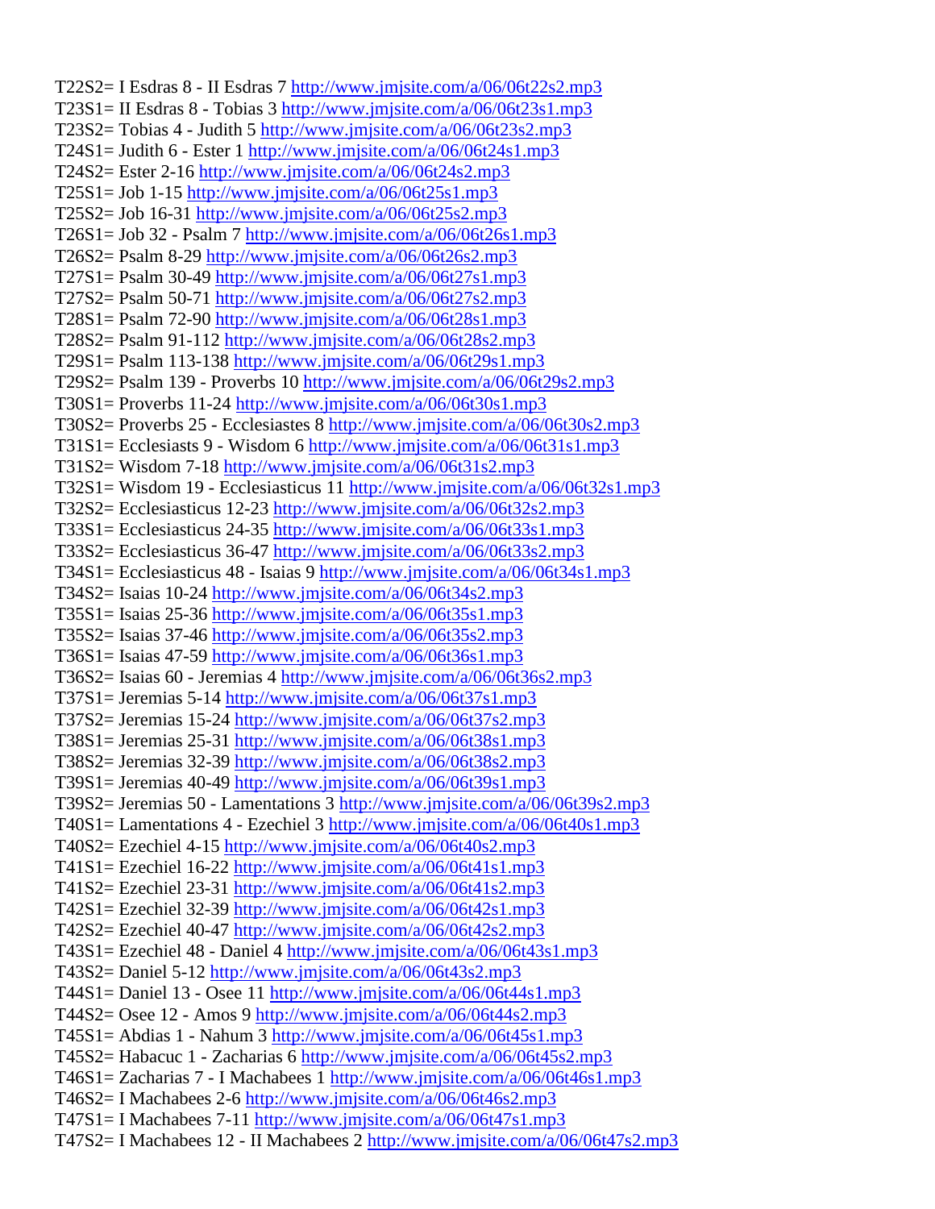T22S2= I Esdras 8 - II Esdras 7 http://www.jmjsite.com/a/06/06t22s2.mp3
T23S1= II Esdras 8 - Tobias 3 http://www.jmjsite.com/a/06/06t23s1.mp3
T23S2= Tobias 4 - Judith 5 http://www.jmjsite.com/a/06/06t23s2.mp3
T24S1= Judith 6 - Ester 1 http://www.jmjsite.com/a/06/06t24s1.mp3
T24S2= Ester 2-16 http://www.jmjsite.com/a/06/06t24s2.mp3
T25S1= Job 1-15 http://www.jmjsite.com/a/06/06t25s1.mp3
T25S2= Job 16-31 http://www.jmjsite.com/a/06/06t25s2.mp3
T26S1= Job 32 - Psalm 7 http://www.jmjsite.com/a/06/06t26s1.mp3
T26S2= Psalm 8-29 http://www.jmjsite.com/a/06/06t26s2.mp3
T27S1= Psalm 30-49 http://www.jmjsite.com/a/06/06t27s1.mp3
T27S2= Psalm 50-71 http://www.jmjsite.com/a/06/06t27s2.mp3
T28S1= Psalm 72-90 http://www.jmjsite.com/a/06/06t28s1.mp3
T28S2= Psalm 91-112 http://www.jmjsite.com/a/06/06t28s2.mp3
T29S1= Psalm 113-138 http://www.jmjsite.com/a/06/06t29s1.mp3
T29S2= Psalm 139 - Proverbs 10 http://www.jmjsite.com/a/06/06t29s2.mp3
T30S1= Proverbs 11-24 http://www.jmjsite.com/a/06/06t30s1.mp3
T30S2= Proverbs 25 - Ecclesiastes 8 http://www.jmjsite.com/a/06/06t30s2.mp3
T31S1= Ecclesiasts 9 - Wisdom 6 http://www.jmjsite.com/a/06/06t31s1.mp3
T31S2= Wisdom 7-18 http://www.jmjsite.com/a/06/06t31s2.mp3
T32S1= Wisdom 19 - Ecclesiasticus 11 http://www.jmjsite.com/a/06/06t32s1.mp3
T32S2= Ecclesiasticus 12-23 http://www.jmjsite.com/a/06/06t32s2.mp3
T33S1= Ecclesiasticus 24-35 http://www.jmjsite.com/a/06/06t33s1.mp3
T33S2= Ecclesiasticus 36-47 http://www.jmjsite.com/a/06/06t33s2.mp3
T34S1= Ecclesiasticus 48 - Isaias 9 http://www.jmjsite.com/a/06/06t34s1.mp3
T34S2= Isaias 10-24 http://www.jmjsite.com/a/06/06t34s2.mp3
T35S1= Isaias 25-36 http://www.jmjsite.com/a/06/06t35s1.mp3
T35S2= Isaias 37-46 http://www.jmjsite.com/a/06/06t35s2.mp3
T36S1= Isaias 47-59 http://www.jmjsite.com/a/06/06t36s1.mp3
T36S2= Isaias 60 - Jeremias 4 http://www.jmjsite.com/a/06/06t36s2.mp3
T37S1= Jeremias 5-14 http://www.jmjsite.com/a/06/06t37s1.mp3
T37S2= Jeremias 15-24 http://www.jmjsite.com/a/06/06t37s2.mp3
T38S1= Jeremias 25-31 http://www.jmjsite.com/a/06/06t38s1.mp3
T38S2= Jeremias 32-39 http://www.jmjsite.com/a/06/06t38s2.mp3
T39S1= Jeremias 40-49 http://www.jmjsite.com/a/06/06t39s1.mp3
T39S2= Jeremias 50 - Lamentations 3 http://www.jmjsite.com/a/06/06t39s2.mp3
T40S1= Lamentations 4 - Ezechiel 3 http://www.jmjsite.com/a/06/06t40s1.mp3
T40S2= Ezechiel 4-15 http://www.jmjsite.com/a/06/06t40s2.mp3
T41S1= Ezechiel 16-22 http://www.jmjsite.com/a/06/06t41s1.mp3
T41S2= Ezechiel 23-31 http://www.jmjsite.com/a/06/06t41s2.mp3
T42S1= Ezechiel 32-39 http://www.jmjsite.com/a/06/06t42s1.mp3
T42S2= Ezechiel 40-47 http://www.jmjsite.com/a/06/06t42s2.mp3
T43S1= Ezechiel 48 - Daniel 4 http://www.jmjsite.com/a/06/06t43s1.mp3
T43S2= Daniel 5-12 http://www.jmjsite.com/a/06/06t43s2.mp3
T44S1= Daniel 13 - Osee 11 http://www.jmjsite.com/a/06/06t44s1.mp3
T44S2= Osee 12 - Amos 9 http://www.jmjsite.com/a/06/06t44s2.mp3
T45S1= Abdias 1 - Nahum 3 http://www.jmjsite.com/a/06/06t45s1.mp3
T45S2= Habacuc 1 - Zacharias 6 http://www.jmjsite.com/a/06/06t45s2.mp3
T46S1= Zacharias 7 - I Machabees 1 http://www.jmjsite.com/a/06/06t46s1.mp3
T46S2= I Machabees 2-6 http://www.jmjsite.com/a/06/06t46s2.mp3
T47S1= I Machabees 7-11 http://www.jmjsite.com/a/06/06t47s1.mp3
T47S2= I Machabees 12 - II Machabees 2 http://www.jmjsite.com/a/06/06t47s2.mp3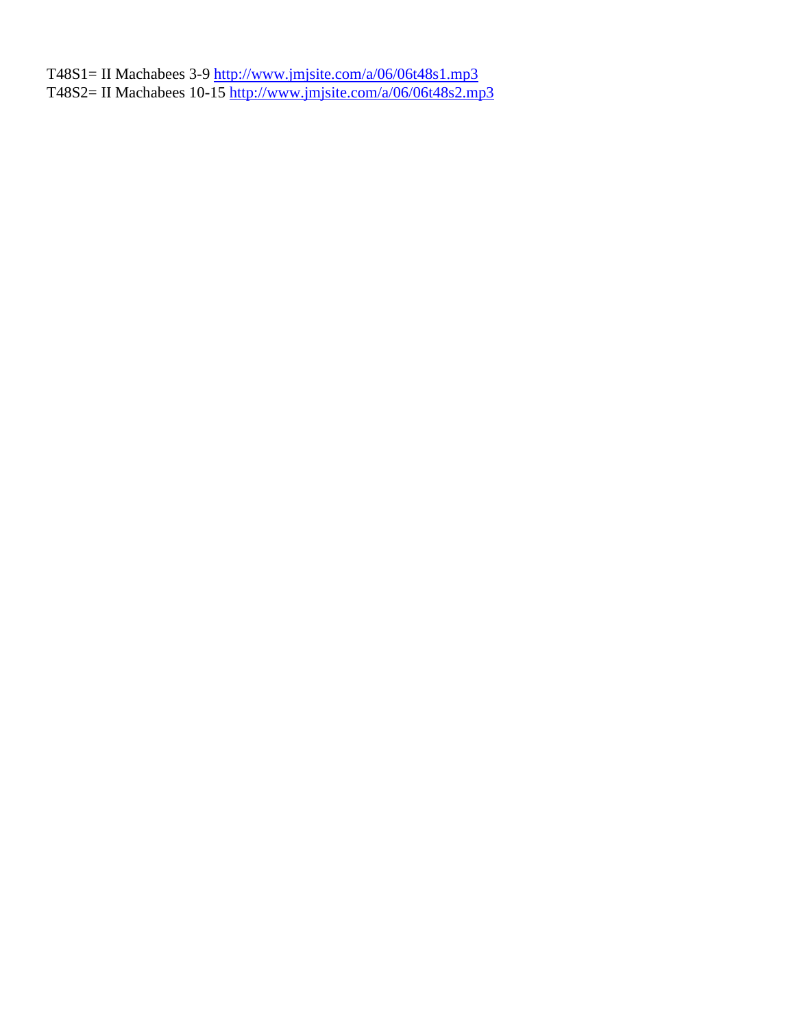T48S1= II Machabees 3-9 http://www.jmjsite.com/a/06/06t48s1.mp3
T48S2= II Machabees 10-15 http://www.jmjsite.com/a/06/06t48s2.mp3